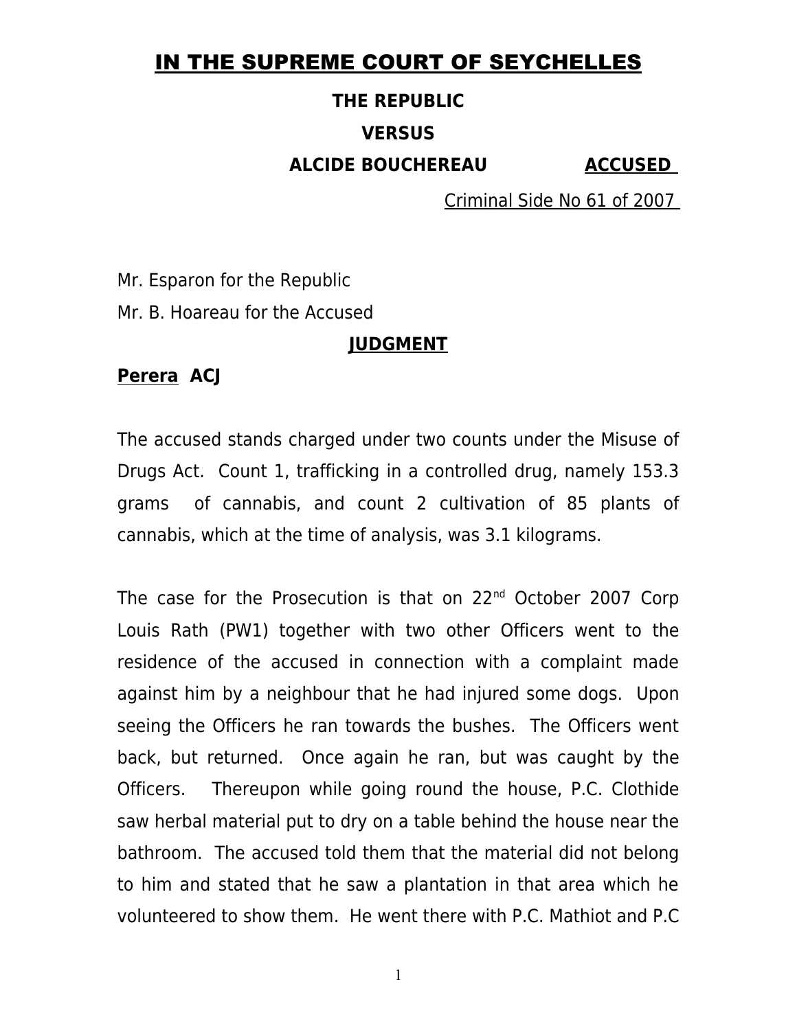# IN THE SUPREME COURT OF SEYCHELLES

**THE REPUBLIC**

**VERSUS**

**ALCIDE BOUCHEREAU** **ACCUSED**

Criminal Side No 61 of 2007

Mr. Esparon for the Republic

Mr. B. Hoareau for the Accused

**JUDGMENT**

**Perera ACJ**

The accused stands charged under two counts under the Misuse of Drugs Act. Count 1, trafficking in a controlled drug, namely 153.3 grams of cannabis, and count 2 cultivation of 85 plants of cannabis, which at the time of analysis, was 3.1 kilograms.

The case for the Prosecution is that on 22nd October 2007 Corp Louis Rath (PW1) together with two other Officers went to the residence of the accused in connection with a complaint made against him by a neighbour that he had injured some dogs. Upon seeing the Officers he ran towards the bushes. The Officers went back, but returned. Once again he ran, but was caught by the Officers. Thereupon while going round the house, P.C. Clothide saw herbal material put to dry on a table behind the house near the bathroom. The accused told them that the material did not belong to him and stated that he saw a plantation in that area which he volunteered to show them. He went there with P.C. Mathiot and P.C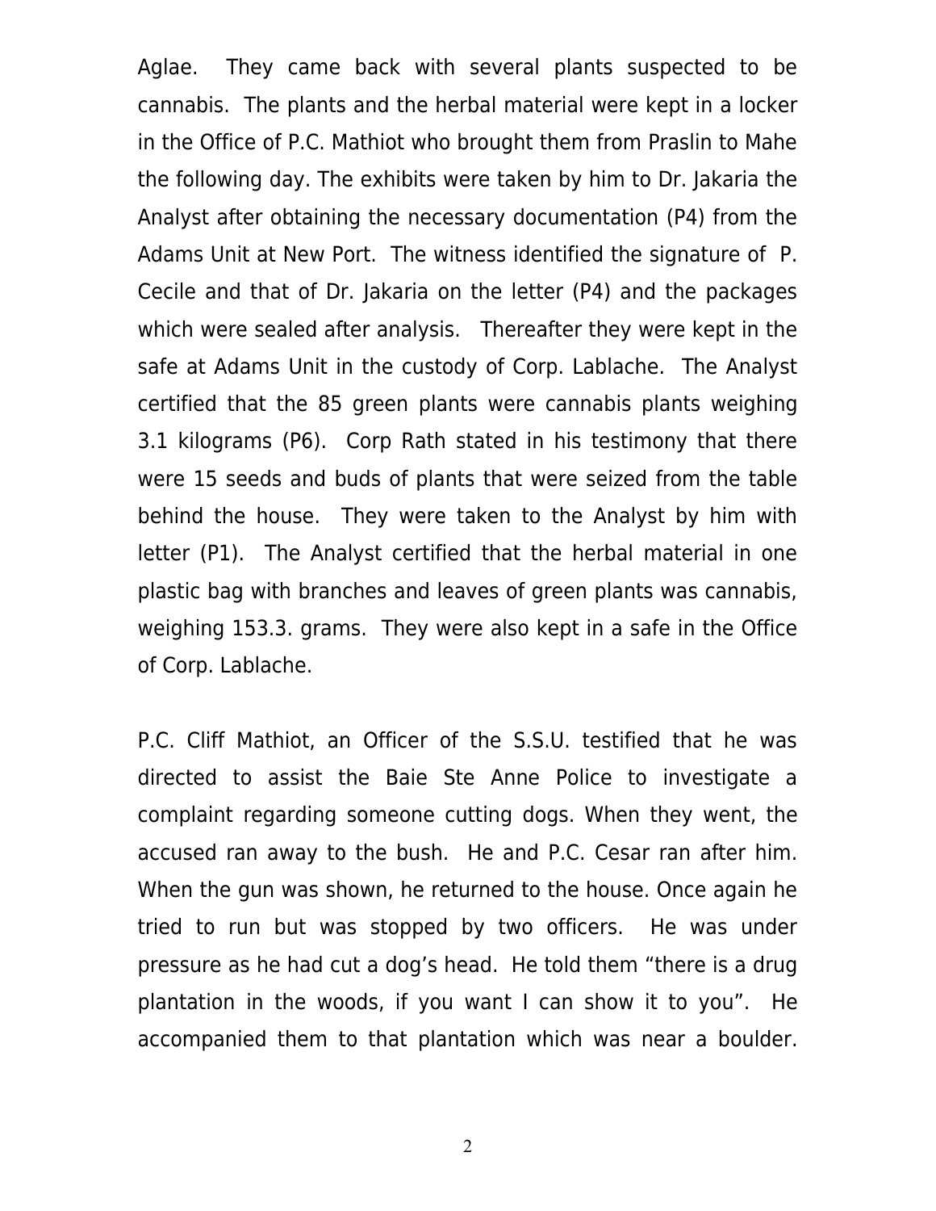Aglae. They came back with several plants suspected to be cannabis. The plants and the herbal material were kept in a locker in the Office of P.C. Mathiot who brought them from Praslin to Mahe the following day. The exhibits were taken by him to Dr. Jakaria the Analyst after obtaining the necessary documentation (P4) from the Adams Unit at New Port. The witness identified the signature of P. Cecile and that of Dr. Jakaria on the letter (P4) and the packages which were sealed after analysis. Thereafter they were kept in the safe at Adams Unit in the custody of Corp. Lablache. The Analyst certified that the 85 green plants were cannabis plants weighing 3.1 kilograms (P6). Corp Rath stated in his testimony that there were 15 seeds and buds of plants that were seized from the table behind the house. They were taken to the Analyst by him with letter (P1). The Analyst certified that the herbal material in one plastic bag with branches and leaves of green plants was cannabis, weighing 153.3. grams. They were also kept in a safe in the Office of Corp. Lablache.

P.C. Cliff Mathiot, an Officer of the S.S.U. testified that he was directed to assist the Baie Ste Anne Police to investigate a complaint regarding someone cutting dogs. When they went, the accused ran away to the bush. He and P.C. Cesar ran after him. When the gun was shown, he returned to the house. Once again he tried to run but was stopped by two officers. He was under pressure as he had cut a dog's head. He told them "there is a drug plantation in the woods, if you want I can show it to you". He accompanied them to that plantation which was near a boulder.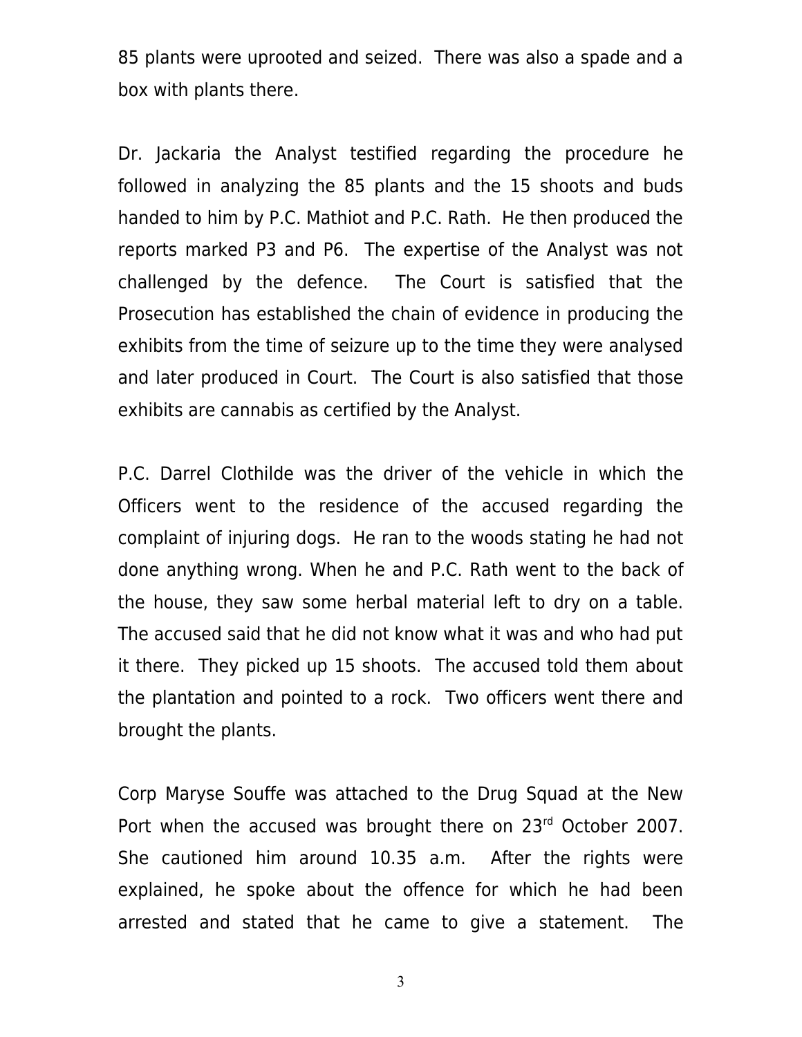85 plants were uprooted and seized. There was also a spade and a box with plants there.

Dr. Jackaria the Analyst testified regarding the procedure he followed in analyzing the 85 plants and the 15 shoots and buds handed to him by P.C. Mathiot and P.C. Rath. He then produced the reports marked P3 and P6. The expertise of the Analyst was not challenged by the defence. The Court is satisfied that the Prosecution has established the chain of evidence in producing the exhibits from the time of seizure up to the time they were analysed and later produced in Court. The Court is also satisfied that those exhibits are cannabis as certified by the Analyst.

P.C. Darrel Clothilde was the driver of the vehicle in which the Officers went to the residence of the accused regarding the complaint of injuring dogs. He ran to the woods stating he had not done anything wrong. When he and P.C. Rath went to the back of the house, they saw some herbal material left to dry on a table. The accused said that he did not know what it was and who had put it there. They picked up 15 shoots. The accused told them about the plantation and pointed to a rock. Two officers went there and brought the plants.

Corp Maryse Souffe was attached to the Drug Squad at the New Port when the accused was brought there on 23rd October 2007. She cautioned him around 10.35 a.m. After the rights were explained, he spoke about the offence for which he had been arrested and stated that he came to give a statement. The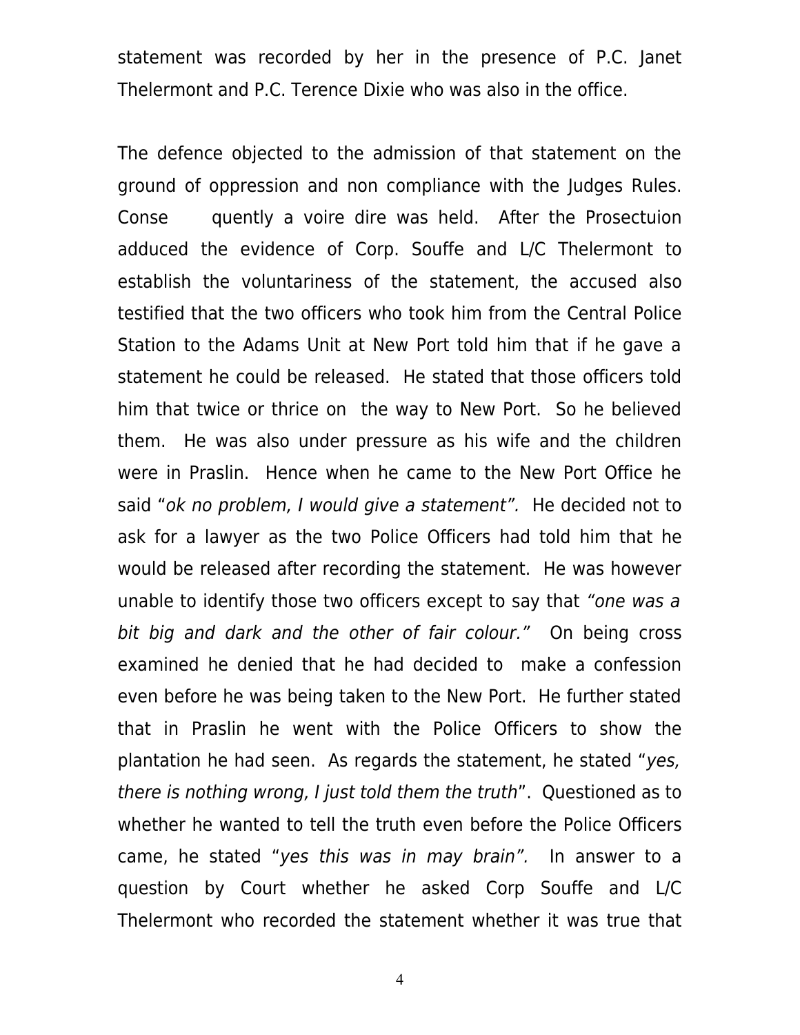statement was recorded by her in the presence of P.C. Janet Thelermont and P.C. Terence Dixie who was also in the office.

The defence objected to the admission of that statement on the ground of oppression and non compliance with the Judges Rules. Conse quently a voire dire was held. After the Prosectuion adduced the evidence of Corp. Souffe and L/C Thelermont to establish the voluntariness of the statement, the accused also testified that the two officers who took him from the Central Police Station to the Adams Unit at New Port told him that if he gave a statement he could be released. He stated that those officers told him that twice or thrice on the way to New Port. So he believed them. He was also under pressure as his wife and the children were in Praslin. Hence when he came to the New Port Office he said "*ok no problem, I would give a statement".* He decided not to ask for a lawyer as the two Police Officers had told him that he would be released after recording the statement. He was however unable to identify those two officers except to say that *"one was a bit big and dark and the other of fair colour."* On being cross examined he denied that he had decided to make a confession even before he was being taken to the New Port. He further stated that in Praslin he went with the Police Officers to show the plantation he had seen. As regards the statement, he stated "*yes, there is nothing wrong, I just told them the truth*". Questioned as to whether he wanted to tell the truth even before the Police Officers came, he stated "*yes this was in may brain".* In answer to a question by Court whether he asked Corp Souffe and L/C Thelermont who recorded the statement whether it was true that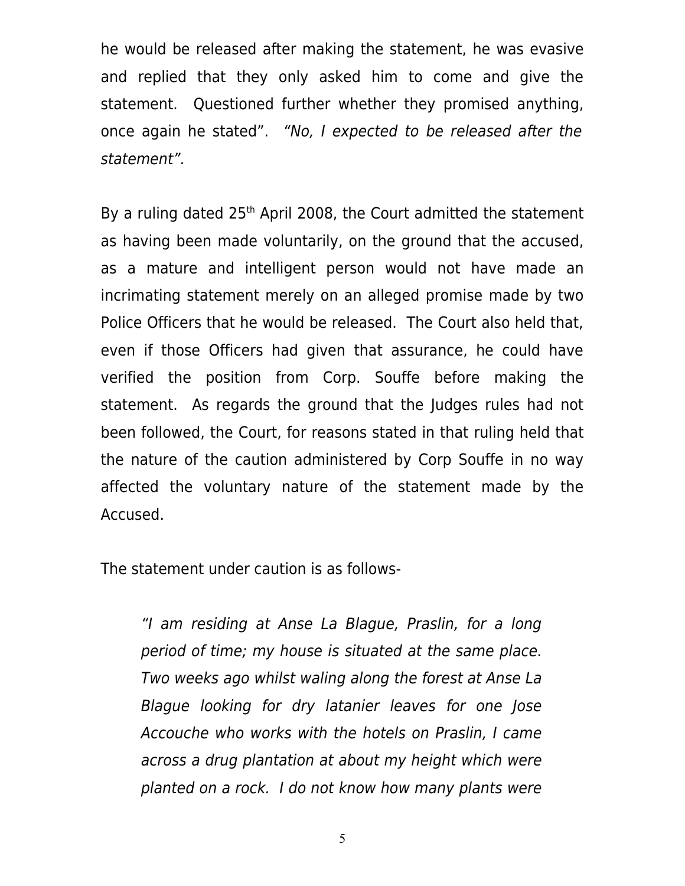he would be released after making the statement, he was evasive and replied that they only asked him to come and give the statement. Questioned further whether they promised anything, once again he stated". *"No, I expected to be released after the statement".*

By a ruling dated 25th April 2008, the Court admitted the statement as having been made voluntarily, on the ground that the accused, as a mature and intelligent person would not have made an incrimating statement merely on an alleged promise made by two Police Officers that he would be released. The Court also held that, even if those Officers had given that assurance, he could have verified the position from Corp. Souffe before making the statement. As regards the ground that the Judges rules had not been followed, the Court, for reasons stated in that ruling held that the nature of the caution administered by Corp Souffe in no way affected the voluntary nature of the statement made by the Accused.

The statement under caution is as follows-

> *"I am residing at Anse La Blague, Praslin, for a long period of time; my house is situated at the same place. Two weeks ago whilst waling along the forest at Anse La Blague looking for dry latanier leaves for one Jose Accouche who works with the hotels on Praslin, I came across a drug plantation at about my height which were planted on a rock. I do not know how many plants were*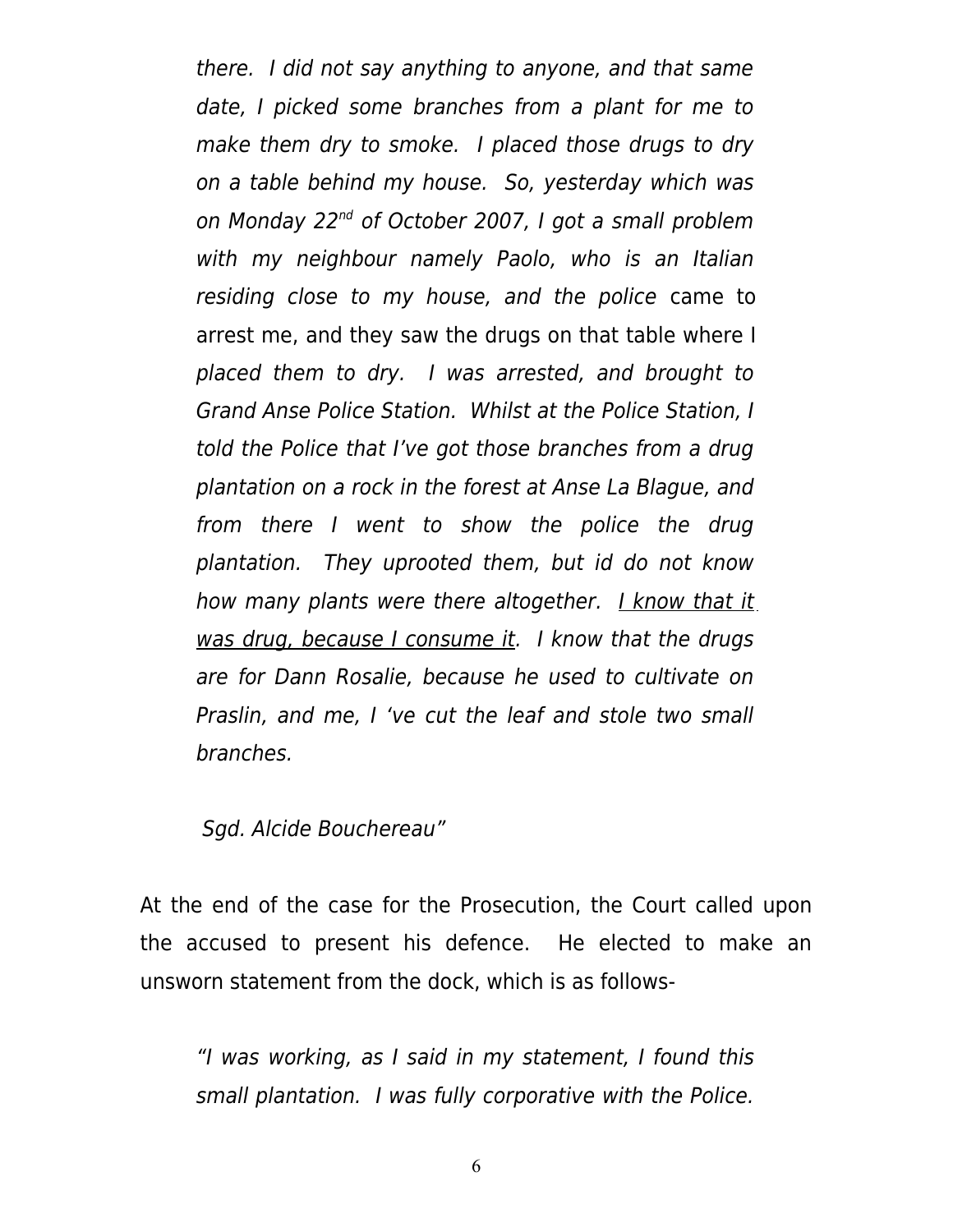*there. I did not say anything to anyone, and that same date, I picked some branches from a plant for me to make them dry to smoke. I placed those drugs to dry on a table behind my house. So, yesterday which was on Monday 22nd of October 2007, I got a small problem with my neighbour namely Paolo, who is an Italian residing close to my house, and the police* came to arrest me, and they saw the drugs on that table where I *placed them to dry. I was arrested, and brought to Grand Anse Police Station. Whilst at the Police Station, I told the Police that I've got those branches from a drug plantation on a rock in the forest at Anse La Blague, and from there I went to show the police the drug plantation. They uprooted them, but id do not know how many plants were there altogether. I know that it was drug, because I consume it. I know that the drugs are for Dann Rosalie, because he used to cultivate on Praslin, and me, I 've cut the leaf and stole two small branches.*

*Sgd. Alcide Bouchereau"*

At the end of the case for the Prosecution, the Court called upon the accused to present his defence. He elected to make an unsworn statement from the dock, which is as follows-

*"I was working, as I said in my statement, I found this small plantation. I was fully corporative with the Police.*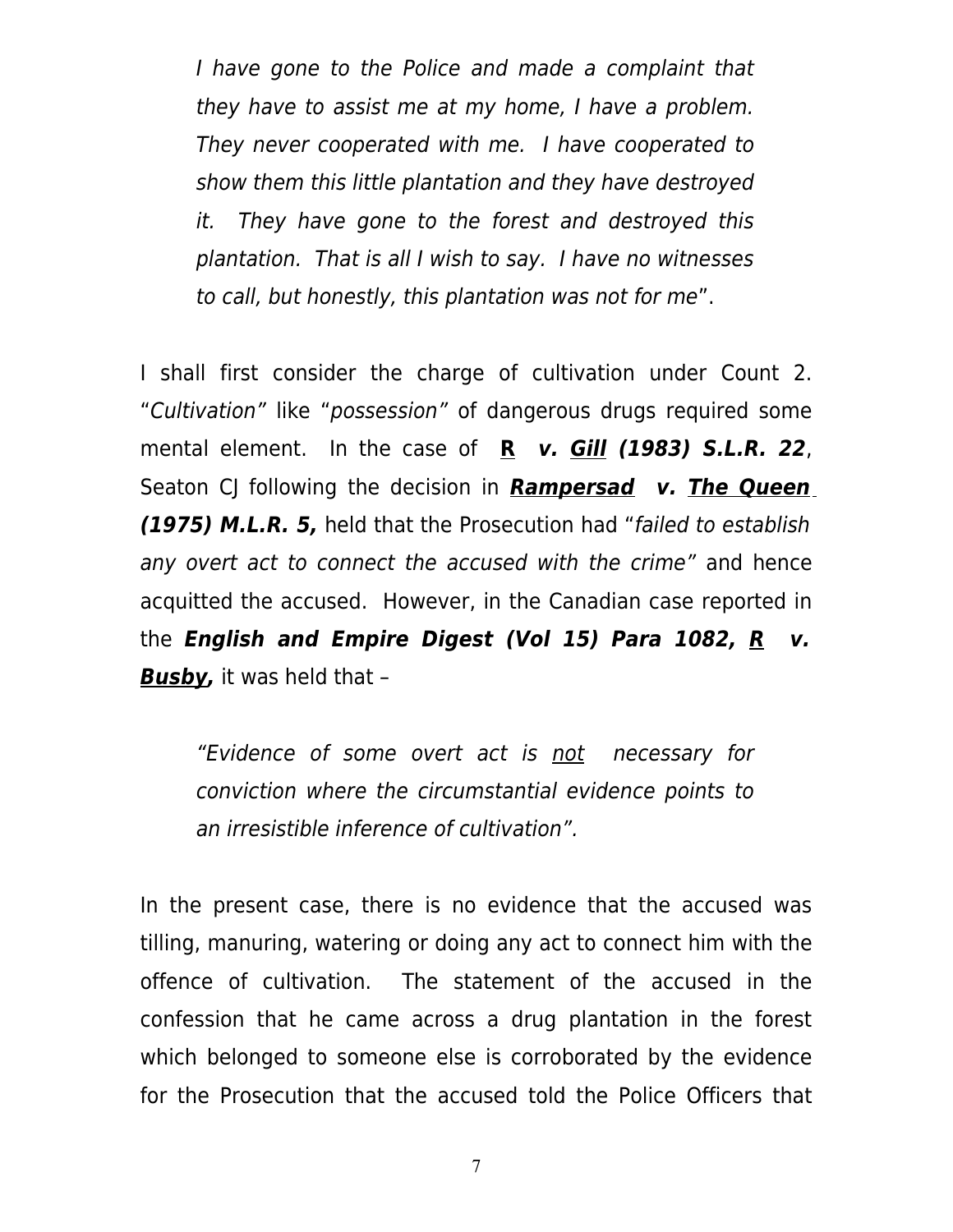> *I have gone to the Police and made a complaint that they have to assist me at my home, I have a problem. They never cooperated with me. I have cooperated to show them this little plantation and they have destroyed it. They have gone to the forest and destroyed this plantation. That is all I wish to say. I have no witnesses to call, but honestly, this plantation was not for me*".

I shall first consider the charge of cultivation under Count 2. "*Cultivation*" like "*possession*" of dangerous drugs required some mental element. In the case of ***R v. Gill (1983) S.L.R. 22***, Seaton CJ following the decision in ***Rampersad v. The Queen (1975) M.L.R. 5,*** held that the Prosecution had "*failed to establish any overt act to connect the accused with the crime*" and hence acquitted the accused. However, in the Canadian case reported in the ***English and Empire Digest (Vol 15) Para 1082, R v. Busby,*** it was held that –

> *"Evidence of some overt act is not necessary for conviction where the circumstantial evidence points to an irresistible inference of cultivation".*

In the present case, there is no evidence that the accused was tilling, manuring, watering or doing any act to connect him with the offence of cultivation. The statement of the accused in the confession that he came across a drug plantation in the forest which belonged to someone else is corroborated by the evidence for the Prosecution that the accused told the Police Officers that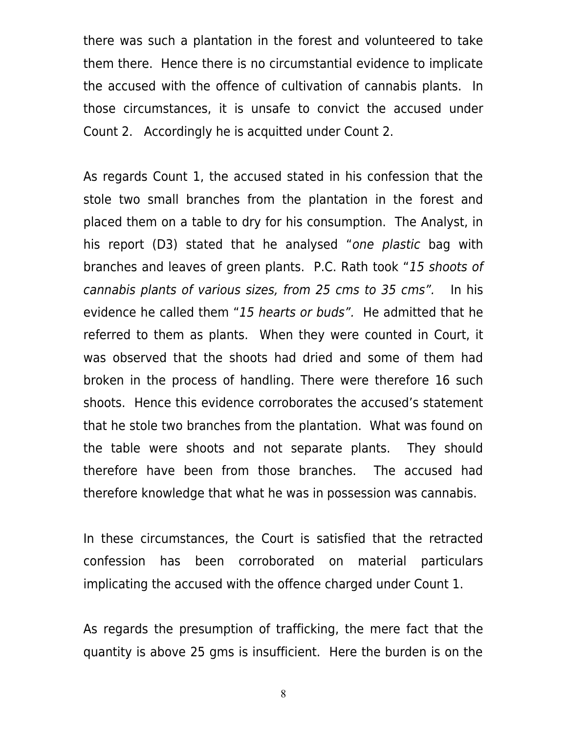there was such a plantation in the forest and volunteered to take them there. Hence there is no circumstantial evidence to implicate the accused with the offence of cultivation of cannabis plants. In those circumstances, it is unsafe to convict the accused under Count 2. Accordingly he is acquitted under Count 2.

As regards Count 1, the accused stated in his confession that the stole two small branches from the plantation in the forest and placed them on a table to dry for his consumption. The Analyst, in his report (D3) stated that he analysed "*one plastic* bag with branches and leaves of green plants. P.C. Rath took "*15 shoots of cannabis plants of various sizes, from 25 cms to 35 cms".* In his evidence he called them "*15 hearts or buds".* He admitted that he referred to them as plants. When they were counted in Court, it was observed that the shoots had dried and some of them had broken in the process of handling. There were therefore 16 such shoots. Hence this evidence corroborates the accused's statement that he stole two branches from the plantation. What was found on the table were shoots and not separate plants. They should therefore have been from those branches. The accused had therefore knowledge that what he was in possession was cannabis.

In these circumstances, the Court is satisfied that the retracted confession has been corroborated on material particulars implicating the accused with the offence charged under Count 1.

As regards the presumption of trafficking, the mere fact that the quantity is above 25 gms is insufficient. Here the burden is on the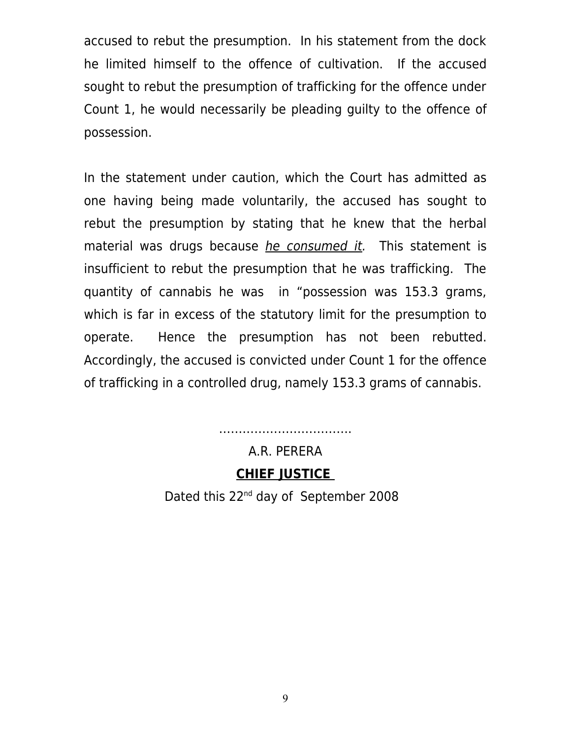accused to rebut the presumption. In his statement from the dock he limited himself to the offence of cultivation. If the accused sought to rebut the presumption of trafficking for the offence under Count 1, he would necessarily be pleading guilty to the offence of possession.

In the statement under caution, which the Court has admitted as one having being made voluntarily, the accused has sought to rebut the presumption by stating that he knew that the herbal material was drugs because *he consumed it*. This statement is insufficient to rebut the presumption that he was trafficking. The quantity of cannabis he was in "possession was 153.3 grams, which is far in excess of the statutory limit for the presumption to operate. Hence the presumption has not been rebutted. Accordingly, the accused is convicted under Count 1 for the offence of trafficking in a controlled drug, namely 153.3 grams of cannabis.

…………………………….

A.R. PERERA

**CHIEF JUSTICE**

Dated this 22nd day of September 2008